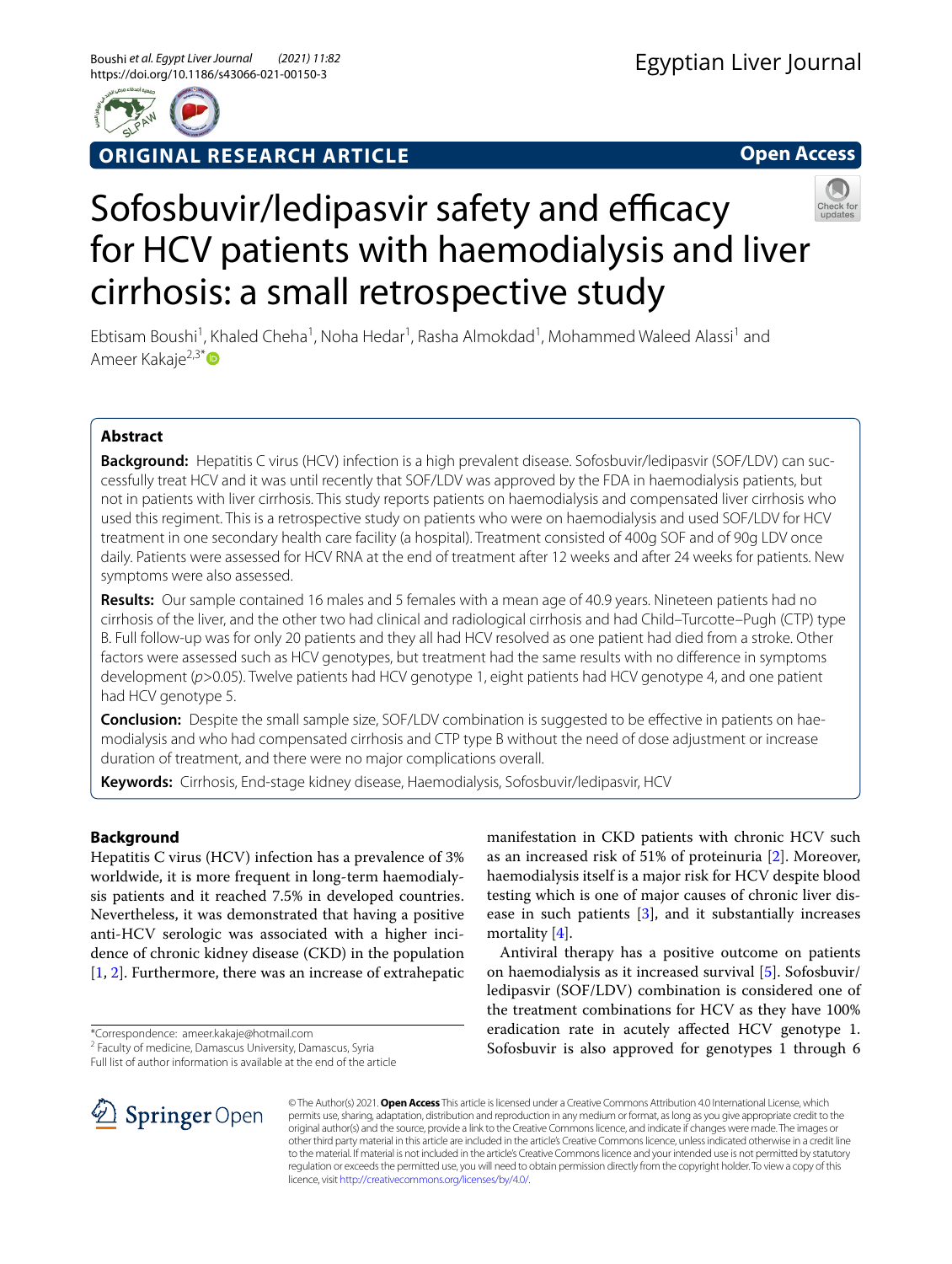ORIGINAL RESEARCH ARTICLE

Open Access

# Sofosbuvir/ledipasvir safety and efficacy for HCV patients with haemodialysis and liver cirrhosis: a small retrospective study

Ebtisam Boushi[1], Khaled Cheha[1], Noha Hedar[1], Rasha Almokdad[1], Mohammed Waleed Alassi[1] and Ameer Kakaje[2,3*]

## Abstract

**Background:** Hepatitis C virus (HCV) infection is a high prevalent disease. Sofosbuvir/ledipasvir (SOF/LDV) can successfully treat HCV and it was until recently that SOF/LDV was approved by the FDA in haemodialysis patients, but not in patients with liver cirrhosis. This study reports patients on haemodialysis and compensated liver cirrhosis who used this regiment. This is a retrospective study on patients who were on haemodialysis and used SOF/LDV for HCV treatment in one secondary health care facility (a hospital). Treatment consisted of 400g SOF and of 90g LDV once daily. Patients were assessed for HCV RNA at the end of treatment after 12 weeks and after 24 weeks for patients. New symptoms were also assessed.

**Results:** Our sample contained 16 males and 5 females with a mean age of 40.9 years. Nineteen patients had no cirrhosis of the liver, and the other two had clinical and radiological cirrhosis and had Child–Turcotte–Pugh (CTP) type B. Full follow-up was for only 20 patients and they all had HCV resolved as one patient had died from a stroke. Other factors were assessed such as HCV genotypes, but treatment had the same results with no difference in symptoms development ($p$>0.05). Twelve patients had HCV genotype 1, eight patients had HCV genotype 4, and one patient had HCV genotype 5.

**Conclusion:** Despite the small sample size, SOF/LDV combination is suggested to be effective in patients on haemodialysis and who had compensated cirrhosis and CTP type B without the need of dose adjustment or increase duration of treatment, and there were no major complications overall.

**Keywords:** Cirrhosis, End-stage kidney disease, Haemodialysis, Sofosbuvir/ledipasvir, HCV

## Background

Hepatitis C virus (HCV) infection has a prevalence of 3% worldwide, it is more frequent in long-term haemodialysis patients and it reached 7.5% in developed countries. Nevertheless, it was demonstrated that having a positive anti-HCV serologic was associated with a higher incidence of chronic kidney disease (CKD) in the population [1, 2]. Furthermore, there was an increase of extrahepatic manifestation in CKD patients with chronic HCV such as an increased risk of 51% of proteinuria [2]. Moreover, haemodialysis itself is a major risk for HCV despite blood testing which is one of major causes of chronic liver disease in such patients [3], and it substantially increases mortality [4].

Antiviral therapy has a positive outcome on patients on haemodialysis as it increased survival [5]. Sofosbuvir/ledipasvir (SOF/LDV) combination is considered one of the treatment combinations for HCV as they have 100% eradication rate in acutely affected HCV genotype 1. Sofosbuvir is also approved for genotypes 1 through 6

*Correspondence: ameer.kakaje@hotmail.com
[2] Faculty of medicine, Damascus University, Damascus, Syria
Full list of author information is available at the end of the article

© The Author(s) 2021. **Open Access** This article is licensed under a Creative Commons Attribution 4.0 International License, which permits use, sharing, adaptation, distribution and reproduction in any medium or format, as long as you give appropriate credit to the original author(s) and the source, provide a link to the Creative Commons licence, and indicate if changes were made. The images or other third party material in this article are included in the article's Creative Commons licence, unless indicated otherwise in a credit line to the material. If material is not included in the article's Creative Commons licence and your intended use is not permitted by statutory regulation or exceeds the permitted use, you will need to obtain permission directly from the copyright holder. To view a copy of this licence, visit http://creativecommons.org/licenses/by/4.0/.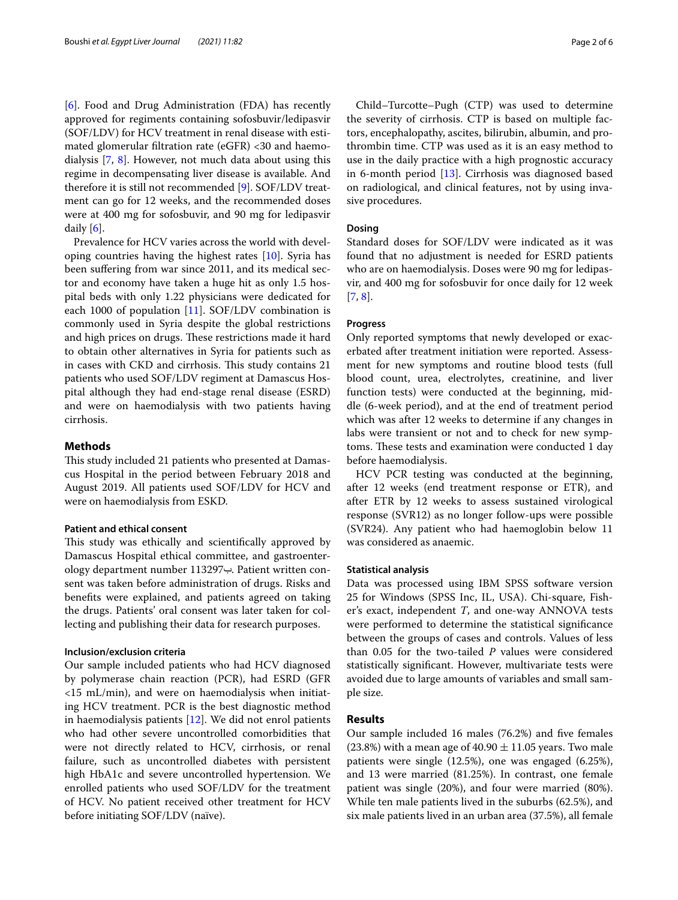[6]. Food and Drug Administration (FDA) has recently approved for regimens containing sofosbuvir/ledipasvir (SOF/LDV) for HCV treatment in renal disease with estimated glomerular filtration rate (eGFR) <30 and haemodialysis [7, 8]. However, not much data about using this regime in decompensating liver disease is available. And therefore it is still not recommended [9]. SOF/LDV treatment can go for 12 weeks, and the recommended doses were at 400 mg for sofosbuvir, and 90 mg for ledipasvir daily [6].

Prevalence for HCV varies across the world with developing countries having the highest rates [10]. Syria has been suffering from war since 2011, and its medical sector and economy have taken a huge hit as only 1.5 hospital beds with only 1.22 physicians were dedicated for each 1000 of population [11]. SOF/LDV combination is commonly used in Syria despite the global restrictions and high prices on drugs. These restrictions made it hard to obtain other alternatives in Syria for patients such as in cases with CKD and cirrhosis. This study contains 21 patients who used SOF/LDV regiment at Damascus Hospital although they had end-stage renal disease (ESRD) and were on haemodialysis with two patients having cirrhosis.

## Methods

This study included 21 patients who presented at Damascus Hospital in the period between February 2018 and August 2019. All patients used SOF/LDV for HCV and were on haemodialysis from ESKD.

### Patient and ethical consent

This study was ethically and scientifically approved by Damascus Hospital ethical committee, and gastroenterology department number 113297ب. Patient written consent was taken before administration of drugs. Risks and benefits were explained, and patients agreed on taking the drugs. Patients' oral consent was later taken for collecting and publishing their data for research purposes.

### Inclusion/exclusion criteria

Our sample included patients who had HCV diagnosed by polymerase chain reaction (PCR), had ESRD (GFR <15 mL/min), and were on haemodialysis when initiating HCV treatment. PCR is the best diagnostic method in haemodialysis patients [12]. We did not enrol patients who had other severe uncontrolled comorbidities that were not directly related to HCV, cirrhosis, or renal failure, such as uncontrolled diabetes with persistent high HbA1c and severe uncontrolled hypertension. We enrolled patients who used SOF/LDV for the treatment of HCV. No patient received other treatment for HCV before initiating SOF/LDV (naïve).

Child–Turcotte–Pugh (CTP) was used to determine the severity of cirrhosis. CTP is based on multiple factors, encephalopathy, ascites, bilirubin, albumin, and prothrombin time. CTP was used as it is an easy method to use in the daily practice with a high prognostic accuracy in 6-month period [13]. Cirrhosis was diagnosed based on radiological, and clinical features, not by using invasive procedures.

### Dosing

Standard doses for SOF/LDV were indicated as it was found that no adjustment is needed for ESRD patients who are on haemodialysis. Doses were 90 mg for ledipasvir, and 400 mg for sofosbuvir for once daily for 12 week [7, 8].

### Progress

Only reported symptoms that newly developed or exacerbated after treatment initiation were reported. Assessment for new symptoms and routine blood tests (full blood count, urea, electrolytes, creatinine, and liver function tests) were conducted at the beginning, middle (6-week period), and at the end of treatment period which was after 12 weeks to determine if any changes in labs were transient or not and to check for new symptoms. These tests and examination were conducted 1 day before haemodialysis.

HCV PCR testing was conducted at the beginning, after 12 weeks (end treatment response or ETR), and after ETR by 12 weeks to assess sustained virological response (SVR12) as no longer follow-ups were possible (SVR24). Any patient who had haemoglobin below 11 was considered as anaemic.

### Statistical analysis

Data was processed using IBM SPSS software version 25 for Windows (SPSS Inc, IL, USA). Chi-square, Fisher's exact, independent *T*, and one-way ANNOVA tests were performed to determine the statistical significance between the groups of cases and controls. Values of less than 0.05 for the two-tailed *P* values were considered statistically significant. However, multivariate tests were avoided due to large amounts of variables and small sample size.

## Results

Our sample included 16 males (76.2%) and five females (23.8%) with a mean age of $40.90 \pm 11.05$ years. Two male patients were single (12.5%), one was engaged (6.25%), and 13 were married (81.25%). In contrast, one female patient was single (20%), and four were married (80%). While ten male patients lived in the suburbs (62.5%), and six male patients lived in an urban area (37.5%), all female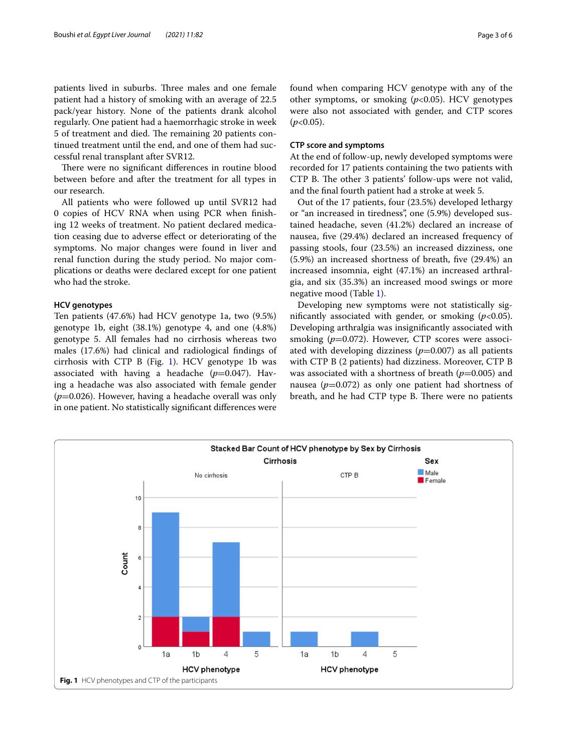patients lived in suburbs. Three males and one female patient had a history of smoking with an average of 22.5 pack/year history. None of the patients drank alcohol regularly. One patient had a haemorrhagic stroke in week 5 of treatment and died. The remaining 20 patients continued treatment until the end, and one of them had successful renal transplant after SVR12.

There were no significant differences in routine blood between before and after the treatment for all types in our research.

All patients who were followed up until SVR12 had 0 copies of HCV RNA when using PCR when finishing 12 weeks of treatment. No patient declared medication ceasing due to adverse effect or deteriorating of the symptoms. No major changes were found in liver and renal function during the study period. No major complications or deaths were declared except for one patient who had the stroke.

### HCV genotypes

Ten patients (47.6%) had HCV genotype 1a, two (9.5%) genotype 1b, eight (38.1%) genotype 4, and one (4.8%) genotype 5. All females had no cirrhosis whereas two males (17.6%) had clinical and radiological findings of cirrhosis with CTP B (Fig. 1). HCV genotype 1b was associated with having a headache ($p$=0.047). Having a headache was also associated with female gender ($p$=0.026). However, having a headache overall was only in one patient. No statistically significant differences were found when comparing HCV genotype with any of the other symptoms, or smoking ($p$<0.05). HCV genotypes were also not associated with gender, and CTP scores ($p$<0.05).

### CTP score and symptoms

At the end of follow-up, newly developed symptoms were recorded for 17 patients containing the two patients with CTP B. The other 3 patients' follow-ups were not valid, and the final fourth patient had a stroke at week 5.

Out of the 17 patients, four (23.5%) developed lethargy or "an increased in tiredness", one (5.9%) developed sustained headache, seven (41.2%) declared an increase of nausea, five (29.4%) declared an increased frequency of passing stools, four (23.5%) an increased dizziness, one (5.9%) an increased shortness of breath, five (29.4%) an increased insomnia, eight (47.1%) an increased arthralgia, and six (35.3%) an increased mood swings or more negative mood (Table 1).

Developing new symptoms were not statistically significantly associated with gender, or smoking ($p$<0.05). Developing arthralgia was insignificantly associated with smoking ($p$=0.072). However, CTP scores were associated with developing dizziness ($p$=0.007) as all patients with CTP B (2 patients) had dizziness. Moreover, CTP B was associated with a shortness of breath ($p$=0.005) and nausea ($p$=0.072) as only one patient had shortness of breath, and he had CTP type B. There were no patients

**Fig. 1** HCV phenotypes and CTP of the participants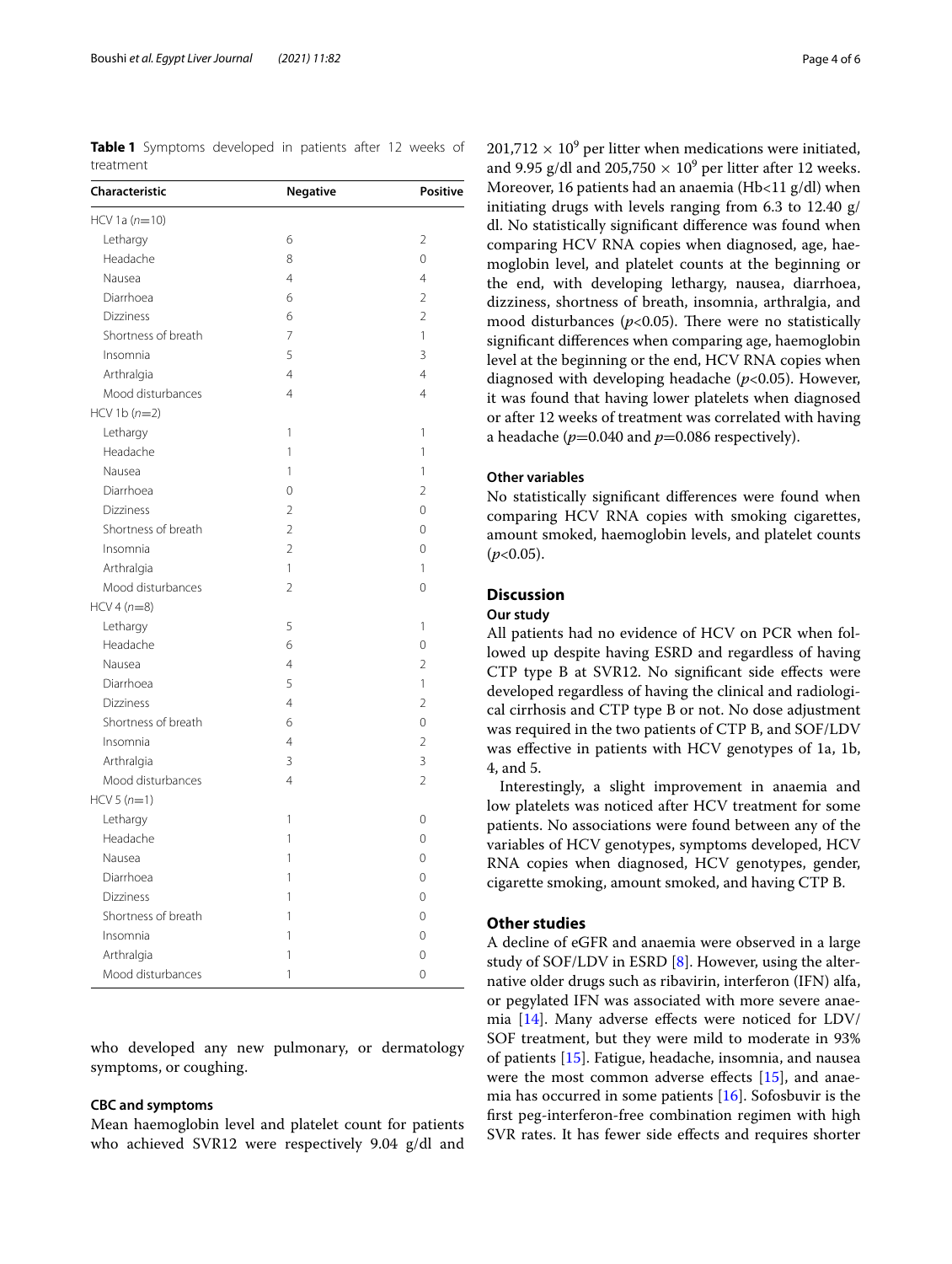**Table 1** Symptoms developed in patients after 12 weeks of treatment

| Characteristic | Negative | Positive |
|---|---|---|
| HCV 1a (*n*=10) | | |
| Lethargy | 6 | 2 |
| Headache | 8 | 0 |
| Nausea | 4 | 4 |
| Diarrhoea | 6 | 2 |
| Dizziness | 6 | 2 |
| Shortness of breath | 7 | 1 |
| Insomnia | 5 | 3 |
| Arthralgia | 4 | 4 |
| Mood disturbances | 4 | 4 |
| HCV 1b (*n*=2) | | |
| Lethargy | 1 | 1 |
| Headache | 1 | 1 |
| Nausea | 1 | 1 |
| Diarrhoea | 0 | 2 |
| Dizziness | 2 | 0 |
| Shortness of breath | 2 | 0 |
| Insomnia | 2 | 0 |
| Arthralgia | 1 | 1 |
| Mood disturbances | 2 | 0 |
| HCV 4 (*n*=8) | | |
| Lethargy | 5 | 1 |
| Headache | 6 | 0 |
| Nausea | 4 | 2 |
| Diarrhoea | 5 | 1 |
| Dizziness | 4 | 2 |
| Shortness of breath | 6 | 0 |
| Insomnia | 4 | 2 |
| Arthralgia | 3 | 3 |
| Mood disturbances | 4 | 2 |
| HCV 5 (*n*=1) | | |
| Lethargy | 1 | 0 |
| Headache | 1 | 0 |
| Nausea | 1 | 0 |
| Diarrhoea | 1 | 0 |
| Dizziness | 1 | 0 |
| Shortness of breath | 1 | 0 |
| Insomnia | 1 | 0 |
| Arthralgia | 1 | 0 |
| Mood disturbances | 1 | 0 |

who developed any new pulmonary, or dermatology symptoms, or coughing.

### CBC and symptoms

Mean haemoglobin level and platelet count for patients who achieved SVR12 were respectively 9.04 g/dl and $201,712 \times 10^9$ per litter when medications were initiated, and 9.95 g/dl and $205,750 \times 10^9$ per litter after 12 weeks. Moreover, 16 patients had an anaemia (Hb<11 g/dl) when initiating drugs with levels ranging from 6.3 to 12.40 g/dl. No statistically significant difference was found when comparing HCV RNA copies when diagnosed, age, haemoglobin level, and platelet counts at the beginning or the end, with developing lethargy, nausea, diarrhoea, dizziness, shortness of breath, insomnia, arthralgia, and mood disturbances ($p<0.05$). There were no statistically significant differences when comparing age, haemoglobin level at the beginning or the end, HCV RNA copies when diagnosed with developing headache ($p<0.05$). However, it was found that having lower platelets when diagnosed or after 12 weeks of treatment was correlated with having a headache ($p=0.040$ and $p=0.086$ respectively).

### Other variables

No statistically significant differences were found when comparing HCV RNA copies with smoking cigarettes, amount smoked, haemoglobin levels, and platelet counts ($p<0.05$).

## Discussion

### Our study

All patients had no evidence of HCV on PCR when followed up despite having ESRD and regardless of having CTP type B at SVR12. No significant side effects were developed regardless of having the clinical and radiological cirrhosis and CTP type B or not. No dose adjustment was required in the two patients of CTP B, and SOF/LDV was effective in patients with HCV genotypes of 1a, 1b, 4, and 5.

Interestingly, a slight improvement in anaemia and low platelets was noticed after HCV treatment for some patients. No associations were found between any of the variables of HCV genotypes, symptoms developed, HCV RNA copies when diagnosed, HCV genotypes, gender, cigarette smoking, amount smoked, and having CTP B.

### Other studies

A decline of eGFR and anaemia were observed in a large study of SOF/LDV in ESRD [8]. However, using the alternative older drugs such as ribavirin, interferon (IFN) alfa, or pegylated IFN was associated with more severe anaemia [14]. Many adverse effects were noticed for LDV/SOF treatment, but they were mild to moderate in 93% of patients [15]. Fatigue, headache, insomnia, and nausea were the most common adverse effects [15], and anaemia has occurred in some patients [16]. Sofosbuvir is the first peg-interferon-free combination regimen with high SVR rates. It has fewer side effects and requires shorter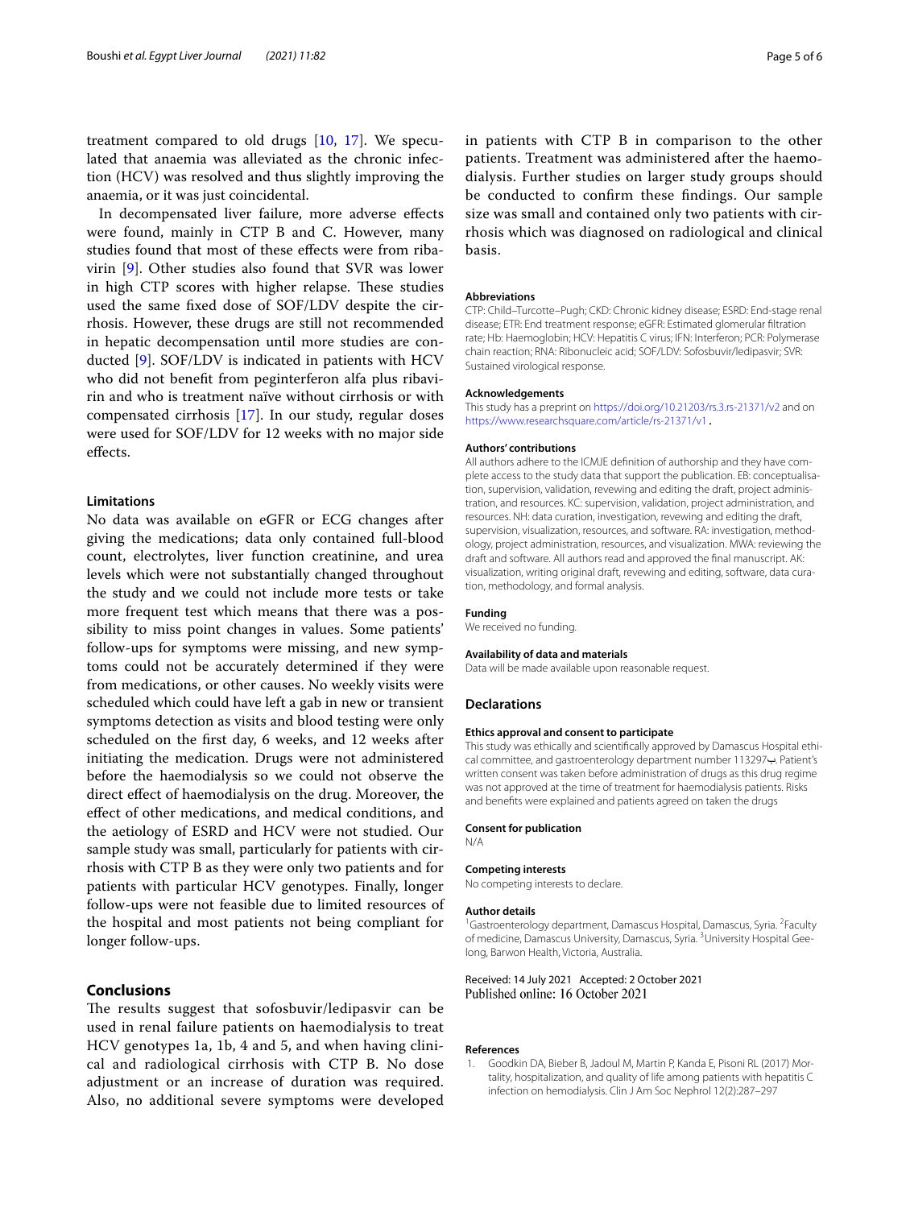treatment compared to old drugs [10, 17]. We speculated that anaemia was alleviated as the chronic infection (HCV) was resolved and thus slightly improving the anaemia, or it was just coincidental.

In decompensated liver failure, more adverse effects were found, mainly in CTP B and C. However, many studies found that most of these effects were from ribavirin [9]. Other studies also found that SVR was lower in high CTP scores with higher relapse. These studies used the same fixed dose of SOF/LDV despite the cirrhosis. However, these drugs are still not recommended in hepatic decompensation until more studies are conducted [9]. SOF/LDV is indicated in patients with HCV who did not benefit from peginterferon alfa plus ribavirin and who is treatment naïve without cirrhosis or with compensated cirrhosis [17]. In our study, regular doses were used for SOF/LDV for 12 weeks with no major side effects.

### Limitations

No data was available on eGFR or ECG changes after giving the medications; data only contained full-blood count, electrolytes, liver function creatinine, and urea levels which were not substantially changed throughout the study and we could not include more tests or take more frequent test which means that there was a possibility to miss point changes in values. Some patients' follow-ups for symptoms were missing, and new symptoms could not be accurately determined if they were from medications, or other causes. No weekly visits were scheduled which could have left a gab in new or transient symptoms detection as visits and blood testing were only scheduled on the first day, 6 weeks, and 12 weeks after initiating the medication. Drugs were not administered before the haemodialysis so we could not observe the direct effect of haemodialysis on the drug. Moreover, the effect of other medications, and medical conditions, and the aetiology of ESRD and HCV were not studied. Our sample study was small, particularly for patients with cirrhosis with CTP B as they were only two patients and for patients with particular HCV genotypes. Finally, longer follow-ups were not feasible due to limited resources of the hospital and most patients not being compliant for longer follow-ups.

## Conclusions

The results suggest that sofosbuvir/ledipasvir can be used in renal failure patients on haemodialysis to treat HCV genotypes 1a, 1b, 4 and 5, and when having clinical and radiological cirrhosis with CTP B. No dose adjustment or an increase of duration was required. Also, no additional severe symptoms were developed in patients with CTP B in comparison to the other patients. Treatment was administered after the haemodialysis. Further studies on larger study groups should be conducted to confirm these findings. Our sample size was small and contained only two patients with cirrhosis which was diagnosed on radiological and clinical basis.

#### Abbreviations

CTP: Child–Turcotte–Pugh; CKD: Chronic kidney disease; ESRD: End-stage renal disease; ETR: End treatment response; eGFR: Estimated glomerular filtration rate; Hb: Haemoglobin; HCV: Hepatitis C virus; IFN: Interferon; PCR: Polymerase chain reaction; RNA: Ribonucleic acid; SOF/LDV: Sofosbuvir/ledipasvir; SVR: Sustained virological response.

#### Acknowledgements

This study has a preprint on https://doi.org/10.21203/rs.3.rs-21371/v2 and on https://www.researchsquare.com/article/rs-21371/v1 .

#### Authors' contributions

All authors adhere to the ICMJE definition of authorship and they have complete access to the study data that support the publication. EB: conceptualisation, supervision, validation, revewing and editing the draft, project administration, and resources. KC: supervision, validation, project administration, and resources. NH: data curation, investigation, revewing and editing the draft, supervision, visualization, resources, and software. RA: investigation, methodology, project administration, resources, and visualization. MWA: reviewing the draft and software. All authors read and approved the final manuscript. AK: visualization, writing original draft, revewing and editing, software, data curation, methodology, and formal analysis.

#### Funding

We received no funding.

#### Availability of data and materials

Data will be made available upon reasonable request.

### Declarations

#### Ethics approval and consent to participate

This study was ethically and scientifically approved by Damascus Hospital ethical committee, and gastroenterology department number 113297ب. Patient's written consent was taken before administration of drugs as this drug regime was not approved at the time of treatment for haemodialysis patients. Risks and benefits were explained and patients agreed on taken the drugs

#### Consent for publication

N/A

#### Competing interests

No competing interests to declare.

#### Author details

[1]Gastroenterology department, Damascus Hospital, Damascus, Syria. [2]Faculty of medicine, Damascus University, Damascus, Syria. [3]University Hospital Geelong, Barwon Health, Victoria, Australia.

Received: 14 July 2021 Accepted: 2 October 2021
Published online: 16 October 2021

#### References

1. Goodkin DA, Bieber B, Jadoul M, Martin P, Kanda E, Pisoni RL (2017) Mortality, hospitalization, and quality of life among patients with hepatitis C infection on hemodialysis. Clin J Am Soc Nephrol 12(2):287–297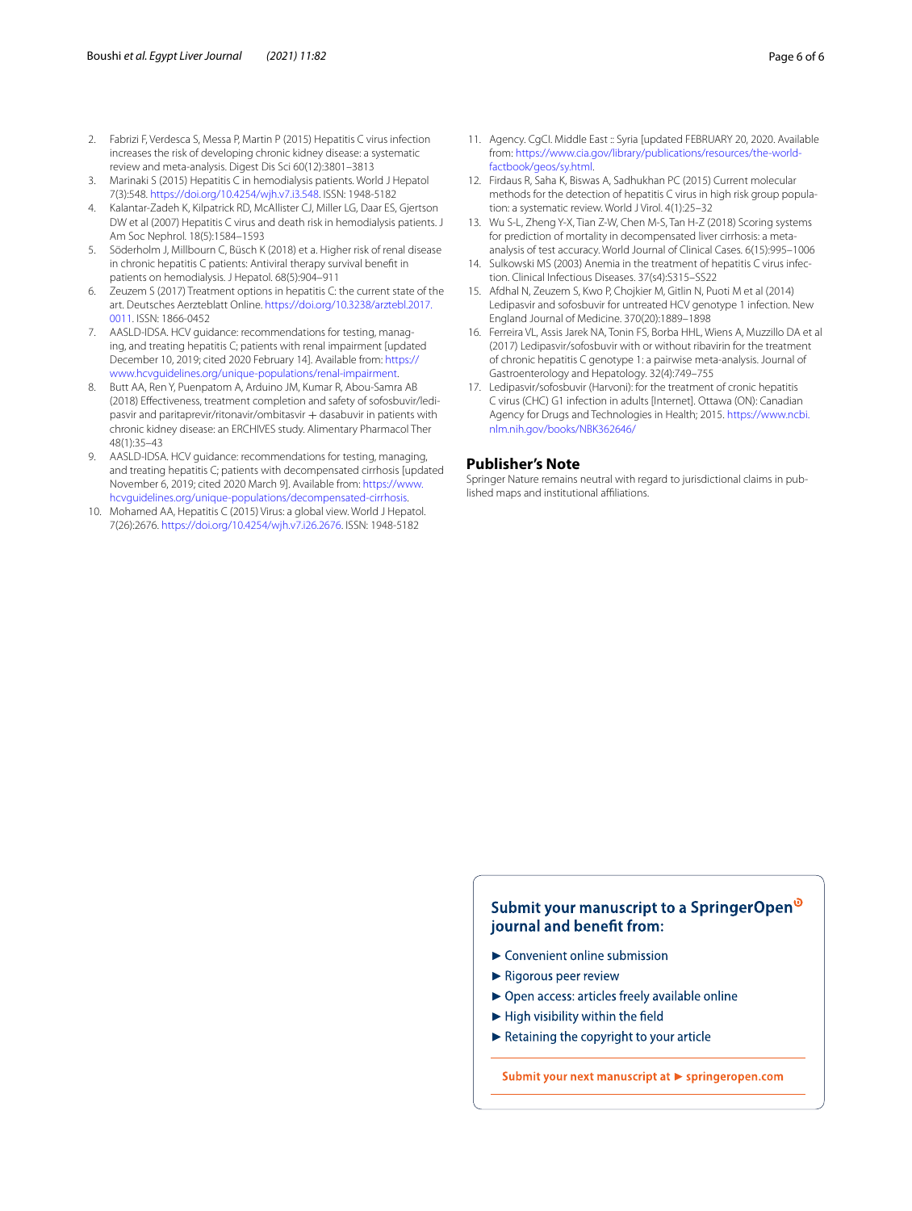2. Fabrizi F, Verdesca S, Messa P, Martin P (2015) Hepatitis C virus infection increases the risk of developing chronic kidney disease: a systematic review and meta-analysis. Digest Dis Sci 60(12):3801–3813
3. Marinaki S (2015) Hepatitis C in hemodialysis patients. World J Hepatol 7(3):548. https://doi.org/10.4254/wjh.v7.i3.548. ISSN: 1948-5182
4. Kalantar-Zadeh K, Kilpatrick RD, McAllister CJ, Miller LG, Daar ES, Gjertson DW et al (2007) Hepatitis C virus and death risk in hemodialysis patients. J Am Soc Nephrol. 18(5):1584–1593
5. Söderholm J, Millbourn C, Büsch K (2018) et a. Higher risk of renal disease in chronic hepatitis C patients: Antiviral therapy survival benefit in patients on hemodialysis. J Hepatol. 68(5):904–911
6. Zeuzem S (2017) Treatment options in hepatitis C: the current state of the art. Deutsches Aerzteblatt Online. https://doi.org/10.3238/arztebl.2017.0011. ISSN: 1866-0452
7. AASLD-IDSA. HCV guidance: recommendations for testing, managing, and treating hepatitis C; patients with renal impairment [updated December 10, 2019; cited 2020 February 14]. Available from: https://www.hcvguidelines.org/unique-populations/renal-impairment.
8. Butt AA, Ren Y, Puenpatom A, Arduino JM, Kumar R, Abou-Samra AB (2018) Effectiveness, treatment completion and safety of sofosbuvir/ledipasvir and paritaprevir/ritonavir/ombitasvir + dasabuvir in patients with chronic kidney disease: an ERCHIVES study. Alimentary Pharmacol Ther 48(1):35–43
9. AASLD-IDSA. HCV guidance: recommendations for testing, managing, and treating hepatitis C; patients with decompensated cirrhosis [updated November 6, 2019; cited 2020 March 9]. Available from: https://www.hcvguidelines.org/unique-populations/decompensated-cirrhosis.
10. Mohamed AA, Hepatitis C (2015) Virus: a global view. World J Hepatol. 7(26):2676. https://doi.org/10.4254/wjh.v7.i26.2676. ISSN: 1948-5182
11. Agency. CgCI. Middle East :: Syria [updated FEBRUARY 20, 2020. Available from: https://www.cia.gov/library/publications/resources/the-world-factbook/geos/sy.html.
12. Firdaus R, Saha K, Biswas A, Sadhukhan PC (2015) Current molecular methods for the detection of hepatitis C virus in high risk group population: a systematic review. World J Virol. 4(1):25–32
13. Wu S-L, Zheng Y-X, Tian Z-W, Chen M-S, Tan H-Z (2018) Scoring systems for prediction of mortality in decompensated liver cirrhosis: a meta-analysis of test accuracy. World Journal of Clinical Cases. 6(15):995–1006
14. Sulkowski MS (2003) Anemia in the treatment of hepatitis C virus infection. Clinical Infectious Diseases. 37(s4):S315–SS22
15. Afdhal N, Zeuzem S, Kwo P, Chojkier M, Gitlin N, Puoti M et al (2014) Ledipasvir and sofosbuvir for untreated HCV genotype 1 infection. New England Journal of Medicine. 370(20):1889–1898
16. Ferreira VL, Assis Jarek NA, Tonin FS, Borba HHL, Wiens A, Muzzillo DA et al (2017) Ledipasvir/sofosbuvir with or without ribavirin for the treatment of chronic hepatitis C genotype 1: a pairwise meta-analysis. Journal of Gastroenterology and Hepatology. 32(4):749–755
17. Ledipasvir/sofosbuvir (Harvoni): for the treatment of cronic hepatitis C virus (CHC) G1 infection in adults [Internet]. Ottawa (ON): Canadian Agency for Drugs and Technologies in Health; 2015. https://www.ncbi.nlm.nih.gov/books/NBK362646/

## Publisher's Note

Springer Nature remains neutral with regard to jurisdictional claims in published maps and institutional affiliations.

**Submit your manuscript to a SpringerOpen journal and benefit from:**

- ► Convenient online submission
- ► Rigorous peer review
- ► Open access: articles freely available online
- ► High visibility within the field
- ► Retaining the copyright to your article

**Submit your next manuscript at ► springeropen.com**